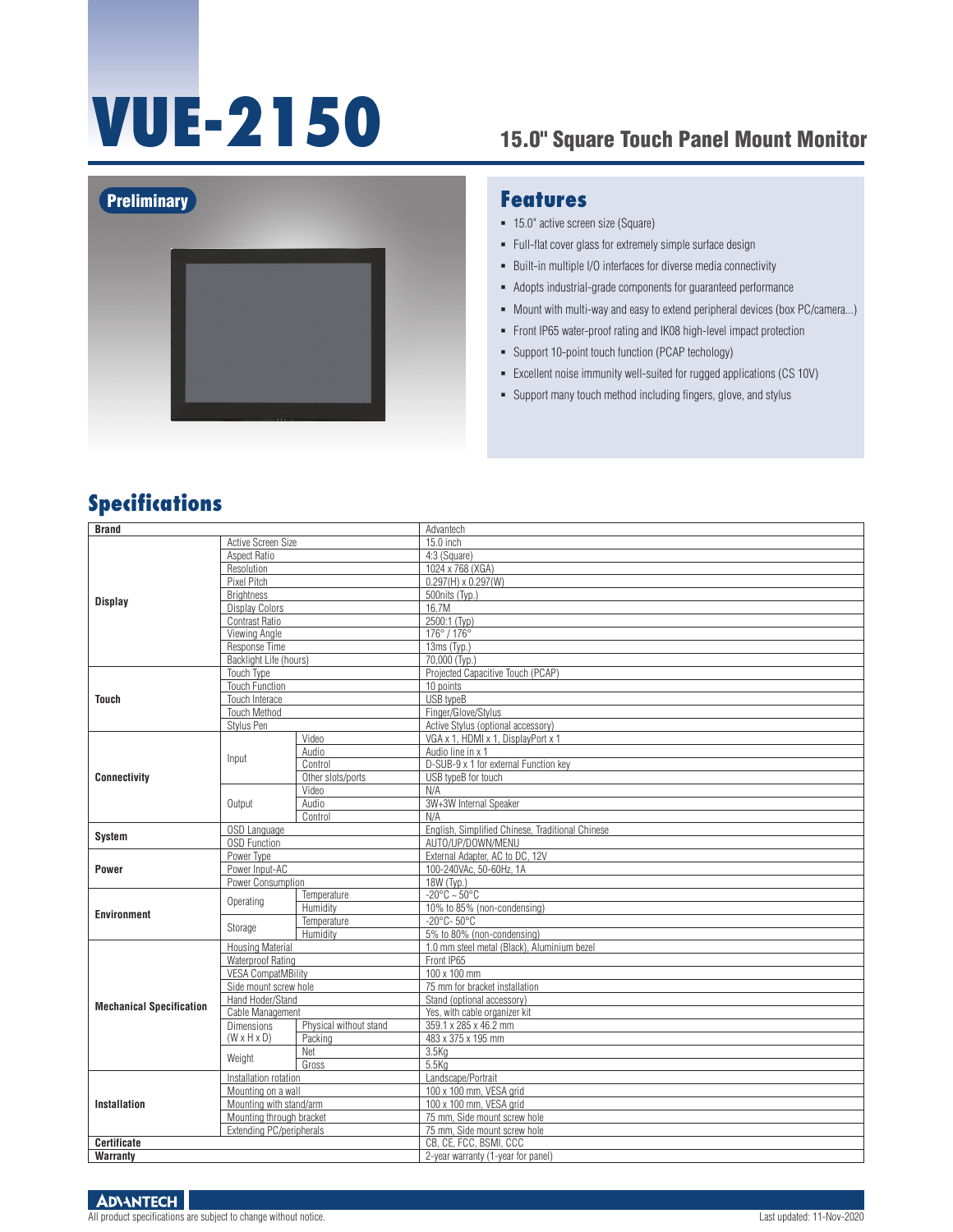# VUE-2150

## 15.0" Square Touch Panel Mount Monitor

Preliminary

## Features

- 15.0" active screen size (Square)
- Full-flat cover glass for extremely simple surface design
- Built-in multiple I/O interfaces for diverse media connectivity
- Adopts industrial-grade components for guaranteed performance
- Mount with multi-way and easy to extend peripheral devices (box PC/camera...)
- Front IP65 water-proof rating and IK08 high-level impact protection
- Support 10-point touch function (PCAP techology)
- Excellent noise immunity well-suited for rugged applications (CS 10V)
- Support many touch method including fingers, glove, and stylus

## Specifications

| Brand | | | Advantech |
|---|---|---|---|
| Display | Active Screen Size | | 15.0 inch |
| | Aspect Ratio | | 4:3 (Square) |
| | Resolution | | 1024 x 768 (XGA) |
| | Pixel Pitch | | 0.297(H) x 0.297(W) |
| | Brightness | | 500nits (Typ.) |
| | Display Colors | | 16.7M |
| | Contrast Ratio | | 2500:1 (Typ) |
| | Viewing Angle | | 176° / 176° |
| | Response Time | | 13ms (Typ.) |
| | Backlight Life (hours) | | 70,000 (Typ.) |
| Touch | Touch Type | | Projected Capacitive Touch (PCAP) |
| | Touch Function | | 10 points |
| | Touch Interace | | USB typeB |
| | Touch Method | | Finger/Glove/Stylus |
| | Stylus Pen | | Active Stylus (optional accessory) |
| Connectivity | Input | Video | VGA x 1, HDMI x 1, DisplayPort x 1 |
| | | Audio | Audio line in x 1 |
| | | Control | D-SUB-9 x 1 for external Function key |
| | | Other slots/ports | USB typeB for touch |
| | Output | Video | N/A |
| | | Audio | 3W+3W Internal Speaker |
| | | Control | N/A |
| System | OSD Language | | English, Simplified Chinese, Traditional Chinese |
| | OSD Function | | AUTO/UP/DOWN/MENU |
| Power | Power Type | | External Adapter, AC to DC, 12V |
| | Power Input-AC | | 100-240VAc, 50-60Hz, 1A |
| | Power Consumption | | 18W (Typ.) |
| Environment | Operating | Temperature | -20°C ~ 50°C |
| | | Humidity | 10% to 85% (non-condensing) |
| | Storage | Temperature | -20°C- 50°C |
| | | Humidity | 5% to 80% (non-condensing) |
| Mechanical Specification | Housing Material | | 1.0 mm steel metal (Black), Aluminium bezel |
| | Waterproof Rating | | Front IP65 |
| | VESA CompatMBility | | 100 x 100 mm |
| | Side mount screw hole | | 75 mm for bracket installation |
| | Hand Hoder/Stand | | Stand (optional accessory) |
| | Cable Management | | Yes, with cable organizer kit |
| | Dimensions (W x H x D) | Physical without stand | 359.1 x 285 x 46.2 mm |
| | | Packing | 483 x 375 x 195 mm |
| | Weight | Net | 3.5Kg |
| | | Gross | 5.5Kg |
| Installation | Installation rotation | | Landscape/Portrait |
| | Mounting on a wall | | 100 x 100 mm, VESA grid |
| | Mounting with stand/arm | | 100 x 100 mm, VESA grid |
| | Mounting through bracket | | 75 mm, Side mount screw hole |
| | Extending PC/peripherals | | 75 mm, Side mount screw hole |
| Certificate | | | CB, CE, FCC, BSMI, CCC |
| Warranty | | | 2-year warranty (1-year for panel) |

All product specifications are subject to change without notice.

Last updated: 11-Nov-2020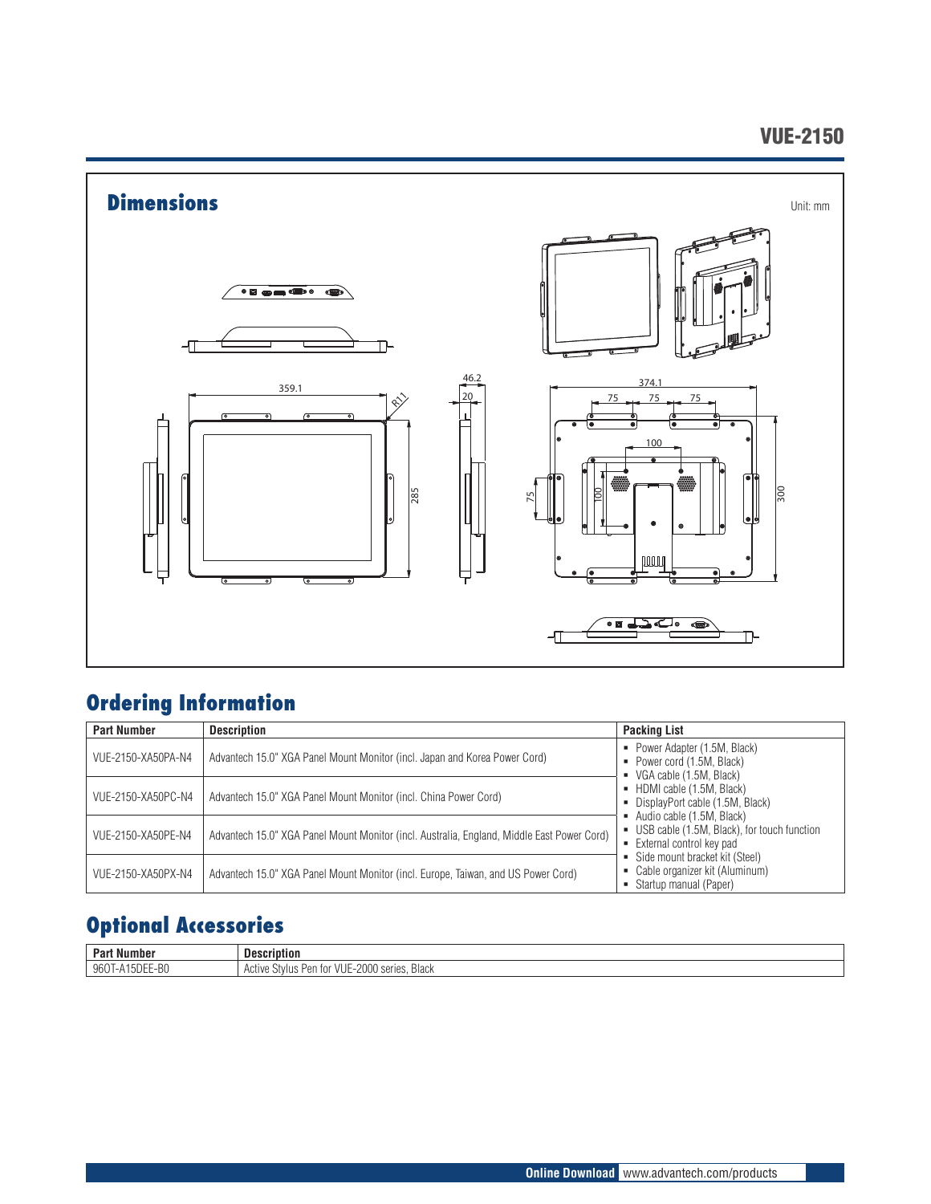## Dimensions

Unit: mm

359.1
R11
285
46.2
20
374.1
75
75
75
100
75
100
300

## Ordering Information

| Part Number | Description | Packing List |
|---|---|---|
| VUE-2150-XA50PA-N4 | Advantech 15.0" XGA Panel Mount Monitor (incl. Japan and Korea Power Cord) | ▪ Power Adapter (1.5M, Black)<br>▪ Power cord (1.5M, Black)<br>▪ VGA cable (1.5M, Black)<br>▪ HDMI cable (1.5M, Black)<br>▪ DisplayPort cable (1.5M, Black)<br>▪ Audio cable (1.5M, Black)<br>▪ USB cable (1.5M, Black), for touch function<br>▪ External control key pad<br>▪ Side mount bracket kit (Steel)<br>▪ Cable organizer kit (Aluminum)<br>▪ Startup manual (Paper) |
| VUE-2150-XA50PC-N4 | Advantech 15.0" XGA Panel Mount Monitor (incl. China Power Cord) | |
| VUE-2150-XA50PE-N4 | Advantech 15.0" XGA Panel Mount Monitor (incl. Australia, England, Middle East Power Cord) | |
| VUE-2150-XA50PX-N4 | Advantech 15.0" XGA Panel Mount Monitor (incl. Europe, Taiwan, and US Power Cord) | |

## Optional Accessories

| Part Number | Description |
|---|---|
| 96OT-A15DEE-B0 | Active Stylus Pen for VUE-2000 series, Black |

**Online Download** www.advantech.com/products